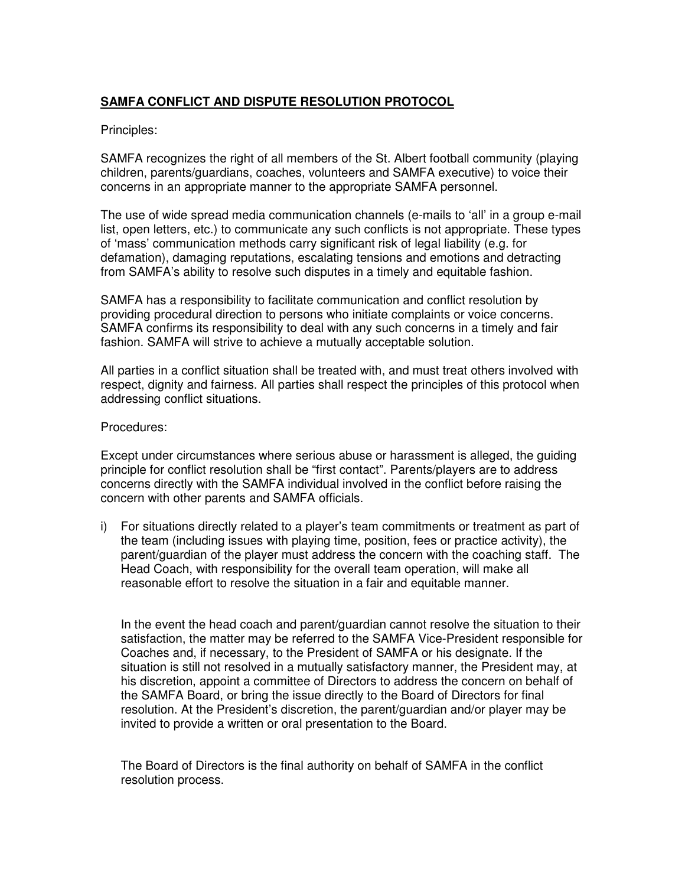## **SAMFA CONFLICT AND DISPUTE RESOLUTION PROTOCOL**

Principles:

SAMFA recognizes the right of all members of the St. Albert football community (playing children, parents/guardians, coaches, volunteers and SAMFA executive) to voice their concerns in an appropriate manner to the appropriate SAMFA personnel.

The use of wide spread media communication channels (e-mails to 'all' in a group e-mail list, open letters, etc.) to communicate any such conflicts is not appropriate. These types of 'mass' communication methods carry significant risk of legal liability (e.g. for defamation), damaging reputations, escalating tensions and emotions and detracting from SAMFA's ability to resolve such disputes in a timely and equitable fashion.

SAMFA has a responsibility to facilitate communication and conflict resolution by providing procedural direction to persons who initiate complaints or voice concerns. SAMFA confirms its responsibility to deal with any such concerns in a timely and fair fashion. SAMFA will strive to achieve a mutually acceptable solution.

All parties in a conflict situation shall be treated with, and must treat others involved with respect, dignity and fairness. All parties shall respect the principles of this protocol when addressing conflict situations.

Procedures:

Except under circumstances where serious abuse or harassment is alleged, the guiding principle for conflict resolution shall be "first contact". Parents/players are to address concerns directly with the SAMFA individual involved in the conflict before raising the concern with other parents and SAMFA officials.

i) For situations directly related to a player's team commitments or treatment as part of the team (including issues with playing time, position, fees or practice activity), the parent/guardian of the player must address the concern with the coaching staff. The Head Coach, with responsibility for the overall team operation, will make all reasonable effort to resolve the situation in a fair and equitable manner.

   In the event the head coach and parent/guardian cannot resolve the situation to their satisfaction, the matter may be referred to the SAMFA Vice-President responsible for Coaches and, if necessary, to the President of SAMFA or his designate. If the situation is still not resolved in a mutually satisfactory manner, the President may, at his discretion, appoint a committee of Directors to address the concern on behalf of the SAMFA Board, or bring the issue directly to the Board of Directors for final resolution. At the President's discretion, the parent/guardian and/or player may be invited to provide a written or oral presentation to the Board.

   The Board of Directors is the final authority on behalf of SAMFA in the conflict resolution process.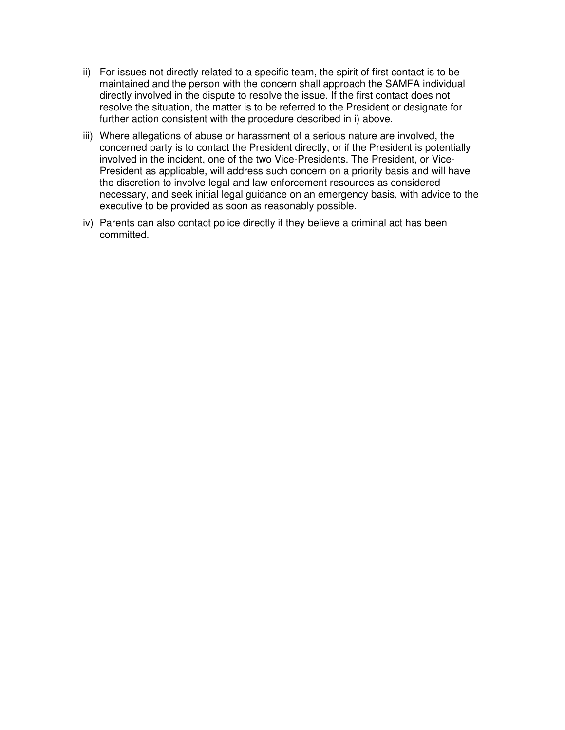ii) For issues not directly related to a specific team, the spirit of first contact is to be maintained and the person with the concern shall approach the SAMFA individual directly involved in the dispute to resolve the issue. If the first contact does not resolve the situation, the matter is to be referred to the President or designate for further action consistent with the procedure described in i) above.

iii) Where allegations of abuse or harassment of a serious nature are involved, the concerned party is to contact the President directly, or if the President is potentially involved in the incident, one of the two Vice-Presidents. The President, or Vice-President as applicable, will address such concern on a priority basis and will have the discretion to involve legal and law enforcement resources as considered necessary, and seek initial legal guidance on an emergency basis, with advice to the executive to be provided as soon as reasonably possible.

iv) Parents can also contact police directly if they believe a criminal act has been committed.